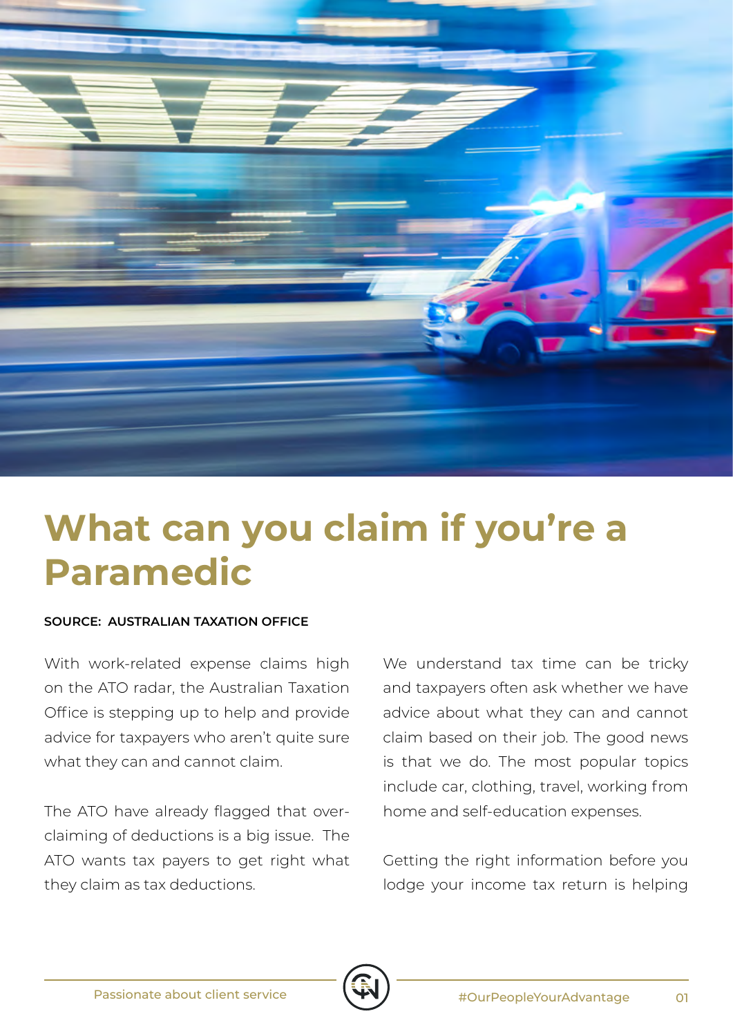# What can you claim if you're a Paramedic

**SOURCE: AUSTRALIAN TAXATION OFFICE**

With work-related expense claims high on the ATO radar, the Australian Taxation Office is stepping up to help and provide advice for taxpayers who aren't quite sure what they can and cannot claim.

The ATO have already flagged that over-claiming of deductions is a big issue. The ATO wants tax payers to get right what they claim as tax deductions.

We understand tax time can be tricky and taxpayers often ask whether we have advice about what they can and cannot claim based on their job. The good news is that we do. The most popular topics include car, clothing, travel, working from home and self-education expenses.

Getting the right information before you lodge your income tax return is helping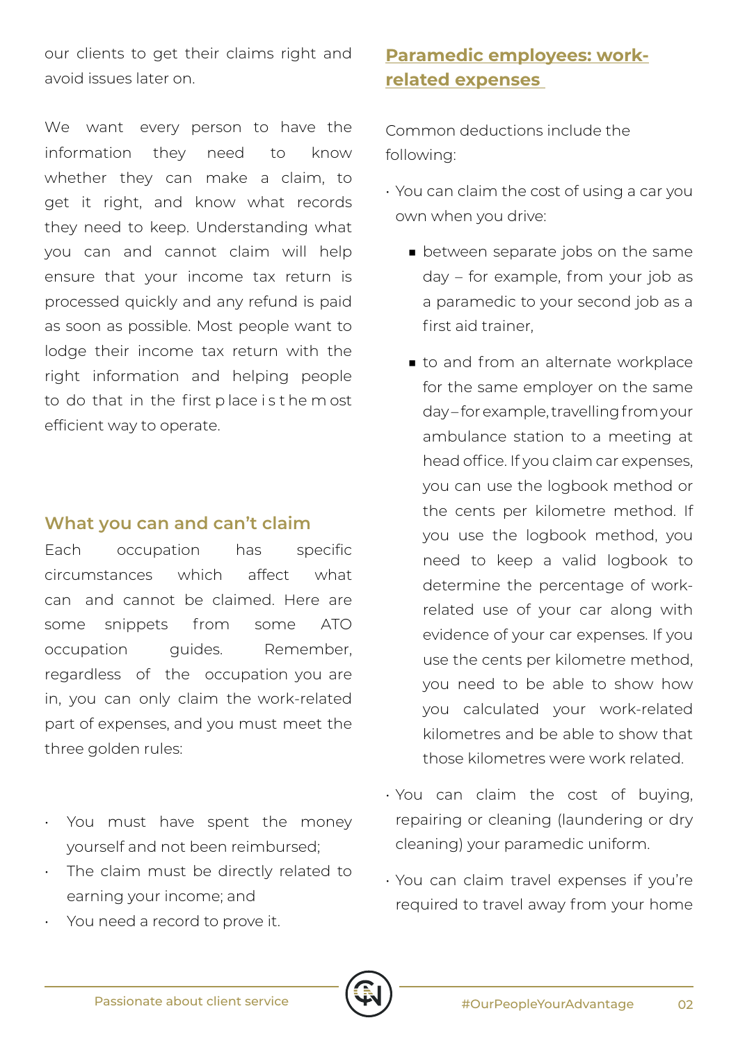our clients to get their claims right and avoid issues later on.

We want every person to have the information they need to know whether they can make a claim, to get it right, and know what records they need to keep. Understanding what you can and cannot claim will help ensure that your income tax return is processed quickly and any refund is paid as soon as possible. Most people want to lodge their income tax return with the right information and helping people to do that in the first place is the most efficient way to operate.

## What you can and can't claim

Each occupation has specific circumstances which affect what can and cannot be claimed. Here are some snippets from some ATO occupation guides. Remember, regardless of the occupation you are in, you can only claim the work-related part of expenses, and you must meet the three golden rules:

- You must have spent the money yourself and not been reimbursed;
- The claim must be directly related to earning your income; and
- You need a record to prove it.

## Paramedic employees: work-related expenses

Common deductions include the following:

- You can claim the cost of using a car you own when you drive:
  - between separate jobs on the same day – for example, from your job as a paramedic to your second job as a first aid trainer,
  - to and from an alternate workplace for the same employer on the same day – for example, travelling from your ambulance station to a meeting at head office. If you claim car expenses, you can use the logbook method or the cents per kilometre method. If you use the logbook method, you need to keep a valid logbook to determine the percentage of work-related use of your car along with evidence of your car expenses. If you use the cents per kilometre method, you need to be able to show how you calculated your work-related kilometres and be able to show that those kilometres were work related.
- You can claim the cost of buying, repairing or cleaning (laundering or dry cleaning) your paramedic uniform.
- You can claim travel expenses if you're required to travel away from your home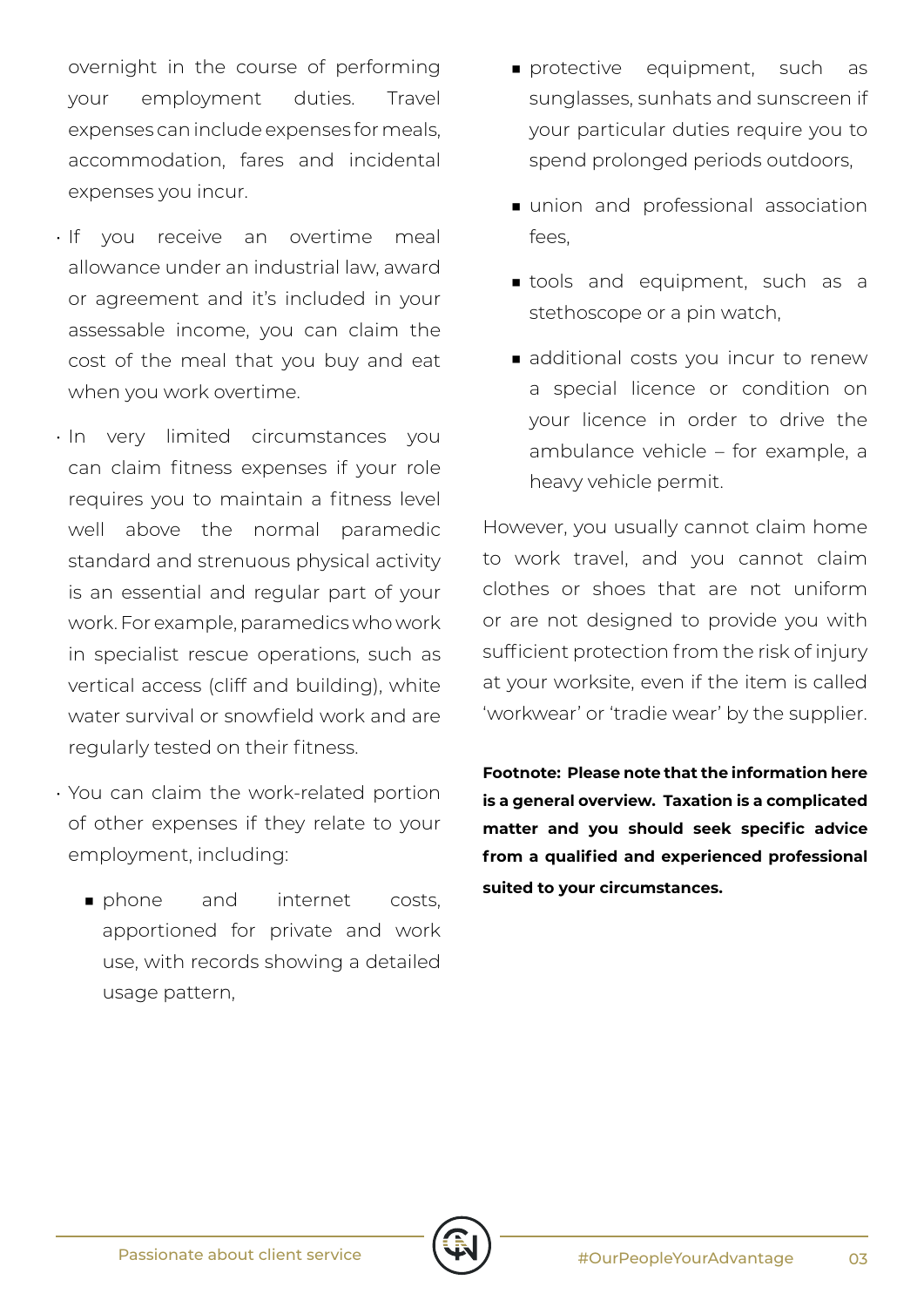overnight in the course of performing your employment duties. Travel expenses can include expenses for meals, accommodation, fares and incidental expenses you incur.

- If you receive an overtime meal allowance under an industrial law, award or agreement and it's included in your assessable income, you can claim the cost of the meal that you buy and eat when you work overtime.
- In very limited circumstances you can claim fitness expenses if your role requires you to maintain a fitness level well above the normal paramedic standard and strenuous physical activity is an essential and regular part of your work. For example, paramedics who work in specialist rescue operations, such as vertical access (cliff and building), white water survival or snowfield work and are regularly tested on their fitness.
- You can claim the work-related portion of other expenses if they relate to your employment, including:
  - phone and internet costs, apportioned for private and work use, with records showing a detailed usage pattern,
  - protective equipment, such as sunglasses, sunhats and sunscreen if your particular duties require you to spend prolonged periods outdoors,
  - union and professional association fees,
  - tools and equipment, such as a stethoscope or a pin watch,
  - additional costs you incur to renew a special licence or condition on your licence in order to drive the ambulance vehicle – for example, a heavy vehicle permit.

However, you usually cannot claim home to work travel, and you cannot claim clothes or shoes that are not uniform or are not designed to provide you with sufficient protection from the risk of injury at your worksite, even if the item is called 'workwear' or 'tradie wear' by the supplier.

**Footnote: Please note that the information here is a general overview. Taxation is a complicated matter and you should seek specific advice from a qualified and experienced professional suited to your circumstances.**